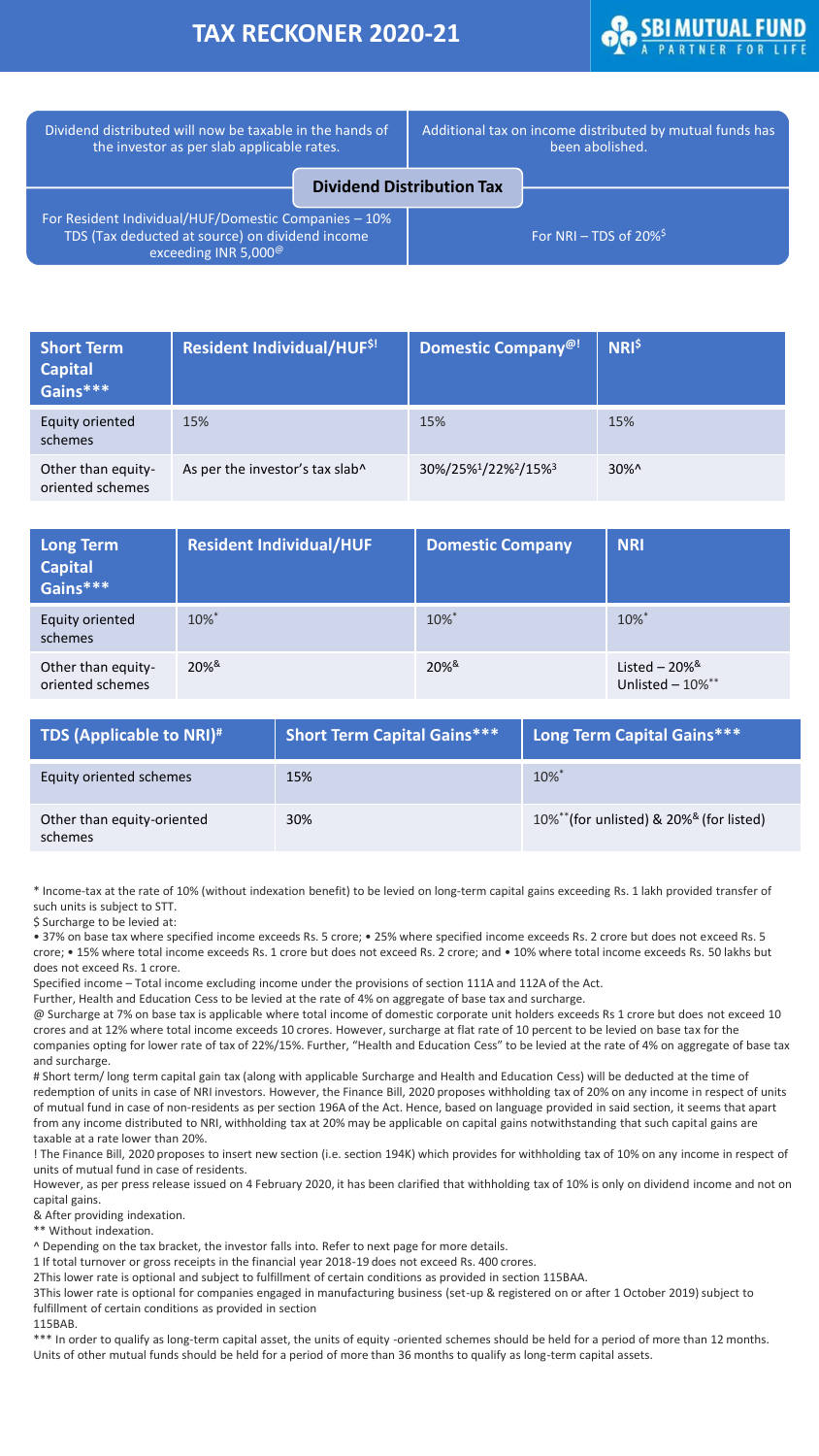# TAX RECKONER 2020-21

SBI MUTUAL FUND — A PARTNER FOR LIFE

## Dividend Distribution Tax

| | |
|---|---|
| Dividend distributed will now be taxable in the hands of the investor as per slab applicable rates. | Additional tax on income distributed by mutual funds has been abolished. |
| For Resident Individual/HUF/Domestic Companies – 10% TDS (Tax deducted at source) on dividend income exceeding INR 5,000@ | For NRI – TDS of 20%$ |

| Short Term Capital Gains*** | Resident Individual/HUF$! | Domestic Company@! | NRI$ |
|---|---|---|---|
| Equity oriented schemes | 15% | 15% | 15% |
| Other than equity-oriented schemes | As per the investor's tax slab^ | 30%/25%[1]/22%[2]/15%[3] | 30%^ |

| Long Term Capital Gains*** | Resident Individual/HUF | Domestic Company | NRI |
|---|---|---|---|
| Equity oriented schemes | 10%* | 10%* | 10%* |
| Other than equity-oriented schemes | 20%& | 20%& | Listed – 20%& Unlisted – 10%** |

| TDS (Applicable to NRI)# | Short Term Capital Gains*** | Long Term Capital Gains*** |
|---|---|---|
| Equity oriented schemes | 15% | 10%* |
| Other than equity-oriented schemes | 30% | 10%**(for unlisted) & 20%& (for listed) |

* Income-tax at the rate of 10% (without indexation benefit) to be levied on long-term capital gains exceeding Rs. 1 lakh provided transfer of such units is subject to STT.

$ Surcharge to be levied at:

• 37% on base tax where specified income exceeds Rs. 5 crore; • 25% where specified income exceeds Rs. 2 crore but does not exceed Rs. 5 crore; • 15% where total income exceeds Rs. 1 crore but does not exceed Rs. 2 crore; and • 10% where total income exceeds Rs. 50 lakhs but does not exceed Rs. 1 crore.

Specified income – Total income excluding income under the provisions of section 111A and 112A of the Act.

Further, Health and Education Cess to be levied at the rate of 4% on aggregate of base tax and surcharge.

@ Surcharge at 7% on base tax is applicable where total income of domestic corporate unit holders exceeds Rs 1 crore but does not exceed 10 crores and at 12% where total income exceeds 10 crores. However, surcharge at flat rate of 10 percent to be levied on base tax for the companies opting for lower rate of tax of 22%/15%. Further, "Health and Education Cess" to be levied at the rate of 4% on aggregate of base tax and surcharge.

# Short term/ long term capital gain tax (along with applicable Surcharge and Health and Education Cess) will be deducted at the time of redemption of units in case of NRI investors. However, the Finance Bill, 2020 proposes withholding tax of 20% on any income in respect of units of mutual fund in case of non-residents as per section 196A of the Act. Hence, based on language provided in said section, it seems that apart from any income distributed to NRI, withholding tax at 20% may be applicable on capital gains notwithstanding that such capital gains are taxable at a rate lower than 20%.

! The Finance Bill, 2020 proposes to insert new section (i.e. section 194K) which provides for withholding tax of 10% on any income in respect of units of mutual fund in case of residents.

However, as per press release issued on 4 February 2020, it has been clarified that withholding tax of 10% is only on dividend income and not on capital gains.

& After providing indexation.

** Without indexation.

^ Depending on the tax bracket, the investor falls into. Refer to next page for more details.

1 If total turnover or gross receipts in the financial year 2018-19 does not exceed Rs. 400 crores.

2This lower rate is optional and subject to fulfillment of certain conditions as provided in section 115BAA.

3This lower rate is optional for companies engaged in manufacturing business (set-up & registered on or after 1 October 2019) subject to fulfillment of certain conditions as provided in section 115BAB.

*** In order to qualify as long-term capital asset, the units of equity -oriented schemes should be held for a period of more than 12 months. Units of other mutual funds should be held for a period of more than 36 months to qualify as long-term capital assets.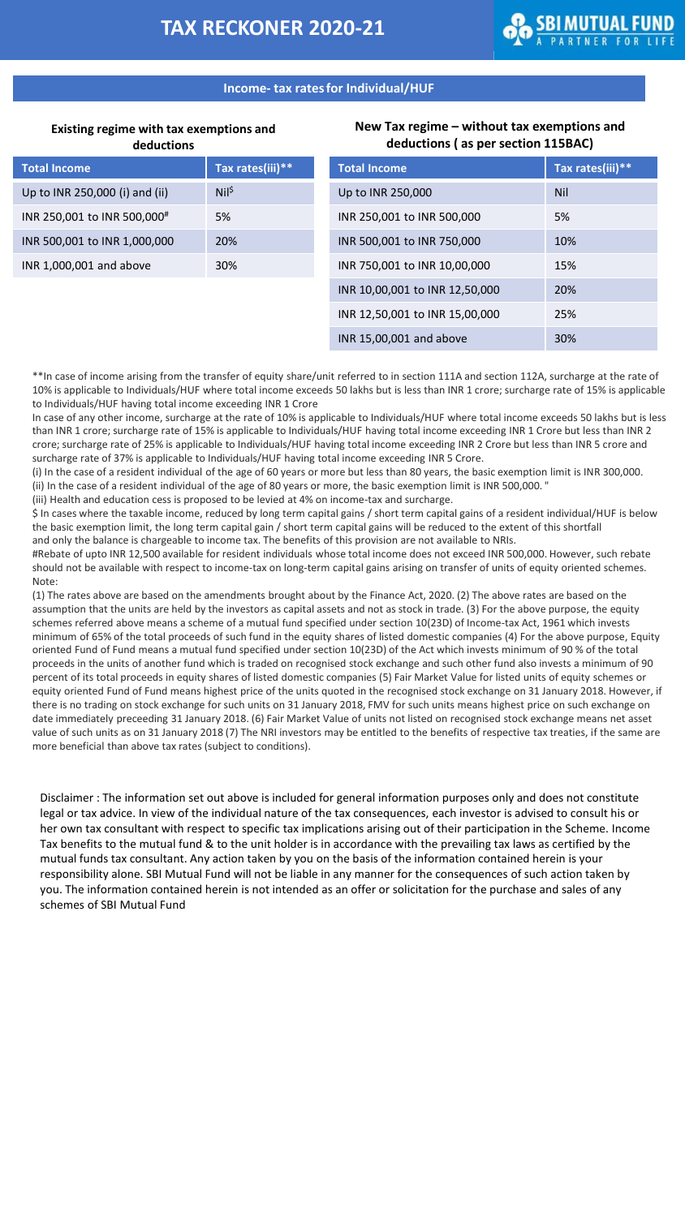# TAX RECKONER 2020-21

## Income- tax rates for Individual/HUF

### Existing regime with tax exemptions and deductions

| Total Income | Tax rates(iii)** |
|---|---|
| Up to INR 250,000 (i) and (ii) | Nil$ |
| INR 250,001 to INR 500,000# | 5% |
| INR 500,001 to INR 1,000,000 | 20% |
| INR 1,000,001 and above | 30% |

### New Tax regime – without tax exemptions and deductions ( as per section 115BAC)

| Total Income | Tax rates(iii)** |
|---|---|
| Up to INR 250,000 | Nil |
| INR 250,001 to INR 500,000 | 5% |
| INR 500,001 to INR 750,000 | 10% |
| INR 750,001 to INR 10,00,000 | 15% |
| INR 10,00,001 to INR 12,50,000 | 20% |
| INR 12,50,001 to INR 15,00,000 | 25% |
| INR 15,00,001 and above | 30% |

**In case of income arising from the transfer of equity share/unit referred to in section 111A and section 112A, surcharge at the rate of 10% is applicable to Individuals/HUF where total income exceeds 50 lakhs but is less than INR 1 crore; surcharge rate of 15% is applicable to Individuals/HUF having total income exceeding INR 1 Crore

In case of any other income, surcharge at the rate of 10% is applicable to Individuals/HUF where total income exceeds 50 lakhs but is less than INR 1 crore; surcharge rate of 15% is applicable to Individuals/HUF having total income exceeding INR 1 Crore but less than INR 2 crore; surcharge rate of 25% is applicable to Individuals/HUF having total income exceeding INR 2 Crore but less than INR 5 crore and surcharge rate of 37% is applicable to Individuals/HUF having total income exceeding INR 5 Crore.

(i) In the case of a resident individual of the age of 60 years or more but less than 80 years, the basic exemption limit is INR 300,000.
(ii) In the case of a resident individual of the age of 80 years or more, the basic exemption limit is INR 500,000. "
(iii) Health and education cess is proposed to be levied at 4% on income-tax and surcharge.

$ In cases where the taxable income, reduced by long term capital gains / short term capital gains of a resident individual/HUF is below the basic exemption limit, the long term capital gain / short term capital gains will be reduced to the extent of this shortfall and only the balance is chargeable to income tax. The benefits of this provision are not available to NRIs.

#Rebate of upto INR 12,500 available for resident individuals whose total income does not exceed INR 500,000. However, such rebate should not be available with respect to income-tax on long-term capital gains arising on transfer of units of equity oriented schemes.

Note:

(1) The rates above are based on the amendments brought about by the Finance Act, 2020. (2) The above rates are based on the assumption that the units are held by the investors as capital assets and not as stock in trade. (3) For the above purpose, the equity schemes referred above means a scheme of a mutual fund specified under section 10(23D) of Income-tax Act, 1961 which invests minimum of 65% of the total proceeds of such fund in the equity shares of listed domestic companies (4) For the above purpose, Equity oriented Fund of Fund means a mutual fund specified under section 10(23D) of the Act which invests minimum of 90 % of the total proceeds in the units of another fund which is traded on recognised stock exchange and such other fund also invests a minimum of 90 percent of its total proceeds in equity shares of listed domestic companies (5) Fair Market Value for listed units of equity schemes or equity oriented Fund of Fund means highest price of the units quoted in the recognised stock exchange on 31 January 2018. However, if there is no trading on stock exchange for such units on 31 January 2018, FMV for such units means highest price on such exchange on date immediately preceeding 31 January 2018. (6) Fair Market Value of units not listed on recognised stock exchange means net asset value of such units as on 31 January 2018 (7) The NRI investors may be entitled to the benefits of respective tax treaties, if the same are more beneficial than above tax rates (subject to conditions).

Disclaimer : The information set out above is included for general information purposes only and does not constitute legal or tax advice. In view of the individual nature of the tax consequences, each investor is advised to consult his or her own tax consultant with respect to specific tax implications arising out of their participation in the Scheme. Income Tax benefits to the mutual fund & to the unit holder is in accordance with the prevailing tax laws as certified by the mutual funds tax consultant. Any action taken by you on the basis of the information contained herein is your responsibility alone. SBI Mutual Fund will not be liable in any manner for the consequences of such action taken by you. The information contained herein is not intended as an offer or solicitation for the purchase and sales of any schemes of SBI Mutual Fund